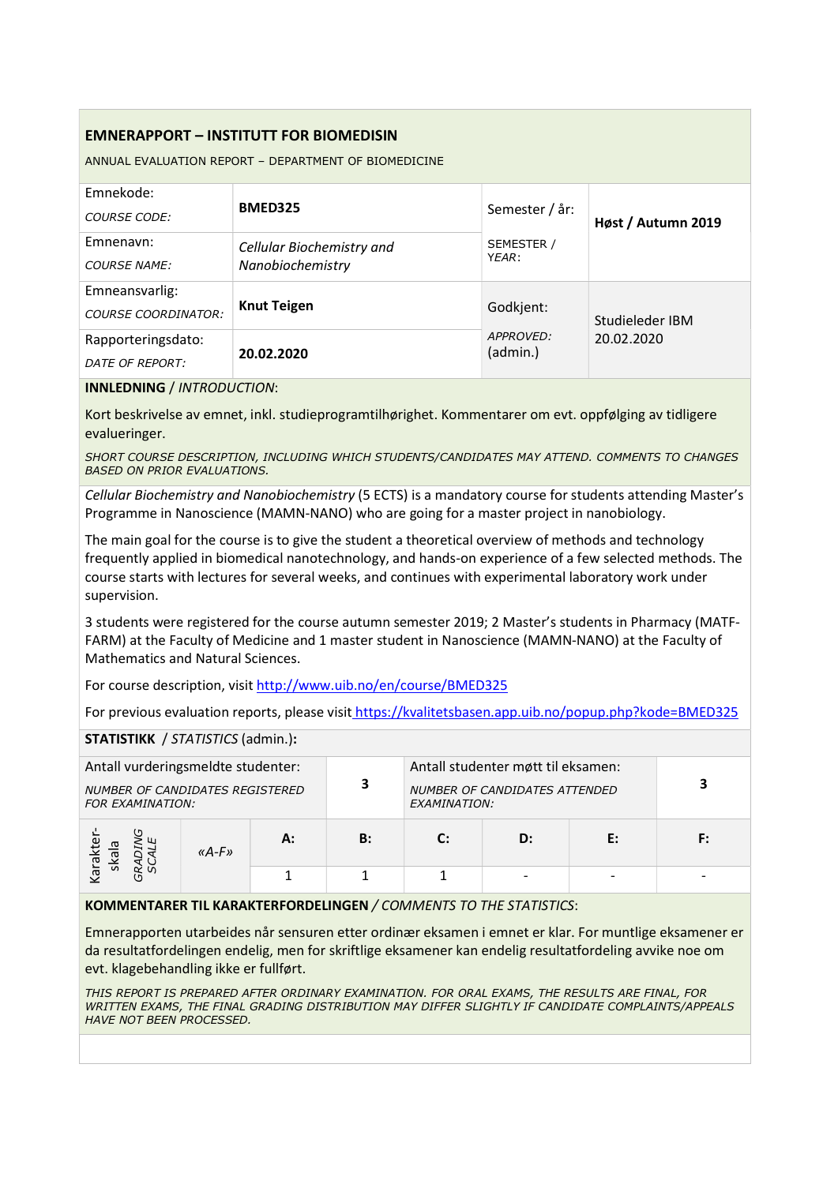# EMNERAPPORT – INSTITUTT FOR BIOMEDISIN

ANNUAL EVALUATION REPORT – DEPARTMENT OF BIOMEDICINE

| | | | |
|---|---|---|---|
| Emnekode: *COURSE CODE:* | **BMED325** | Semester / år: SEMESTER / *YEAR*: | **Høst / Autumn 2019** |
| Emnenavn: *COURSE NAME:* | *Cellular Biochemistry and Nanobiochemistry* | | |
| Emneansvarlig: *COURSE COORDINATOR:* | **Knut Teigen** | Godkjent: *APPROVED:* (admin.) | Studieleder IBM 20.02.2020 |
| Rapporteringsdato: *DATE OF REPORT:* | **20.02.2020** | | |

**INNLEDNING** / *INTRODUCTION*:

Kort beskrivelse av emnet, inkl. studieprogramtilhørighet. Kommentarer om evt. oppfølging av tidligere evalueringer.

*SHORT COURSE DESCRIPTION, INCLUDING WHICH STUDENTS/CANDIDATES MAY ATTEND. COMMENTS TO CHANGES BASED ON PRIOR EVALUATIONS.*

*Cellular Biochemistry and Nanobiochemistry* (5 ECTS) is a mandatory course for students attending Master's Programme in Nanoscience (MAMN-NANO) who are going for a master project in nanobiology.

The main goal for the course is to give the student a theoretical overview of methods and technology frequently applied in biomedical nanotechnology, and hands-on experience of a few selected methods. The course starts with lectures for several weeks, and continues with experimental laboratory work under supervision.

3 students were registered for the course autumn semester 2019; 2 Master's students in Pharmacy (MATF-FARM) at the Faculty of Medicine and 1 master student in Nanoscience (MAMN-NANO) at the Faculty of Mathematics and Natural Sciences.

For course description, visit http://www.uib.no/en/course/BMED325

For previous evaluation reports, please visit https://kvalitetsbasen.app.uib.no/popup.php?kode=BMED325

**STATISTIKK** / *STATISTICS* (admin.)**:**

| Antall vurderingsmeldte studenter: *NUMBER OF CANDIDATES REGISTERED FOR EXAMINATION:* | 3 | Antall studenter møtt til eksamen: *NUMBER OF CANDIDATES ATTENDED EXAMINATION:* | 3 |
|---|---|---|---|

| Karakter-skala *GRADING SCALE* | «A-F» | A: | B: | C: | D: | E: | F: |
|---|---|---|---|---|---|---|---|
| | | 1 | 1 | 1 | - | - | - |

**KOMMENTARER TIL KARAKTERFORDELINGEN** / *COMMENTS TO THE STATISTICS*:

Emnerapporten utarbeides når sensuren etter ordinær eksamen i emnet er klar. For muntlige eksamener er da resultatfordelingen endelig, men for skriftlige eksamener kan endelig resultatfordeling avvike noe om evt. klagebehandling ikke er fullført.

*THIS REPORT IS PREPARED AFTER ORDINARY EXAMINATION. FOR ORAL EXAMS, THE RESULTS ARE FINAL, FOR WRITTEN EXAMS, THE FINAL GRADING DISTRIBUTION MAY DIFFER SLIGHTLY IF CANDIDATE COMPLAINTS/APPEALS HAVE NOT BEEN PROCESSED.*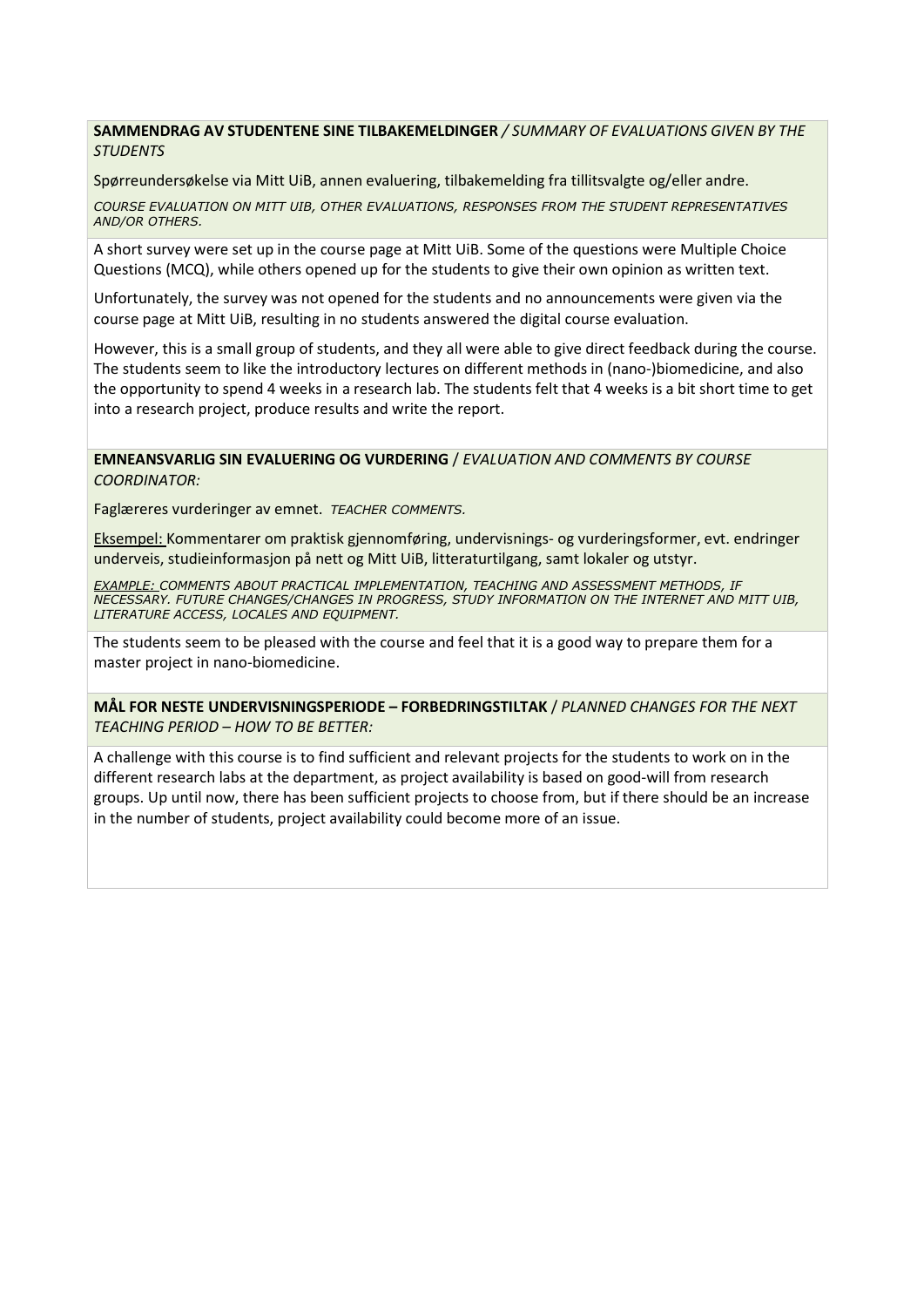**SAMMENDRAG AV STUDENTENE SINE TILBAKEMELDINGER** / *SUMMARY OF EVALUATIONS GIVEN BY THE STUDENTS*

Spørreundersøkelse via Mitt UiB, annen evaluering, tilbakemelding fra tillitsvalgte og/eller andre.

*COURSE EVALUATION ON MITT UIB, OTHER EVALUATIONS, RESPONSES FROM THE STUDENT REPRESENTATIVES AND/OR OTHERS.*

A short survey were set up in the course page at Mitt UiB. Some of the questions were Multiple Choice Questions (MCQ), while others opened up for the students to give their own opinion as written text.

Unfortunately, the survey was not opened for the students and no announcements were given via the course page at Mitt UiB, resulting in no students answered the digital course evaluation.

However, this is a small group of students, and they all were able to give direct feedback during the course. The students seem to like the introductory lectures on different methods in (nano-)biomedicine, and also the opportunity to spend 4 weeks in a research lab. The students felt that 4 weeks is a bit short time to get into a research project, produce results and write the report.

**EMNEANSVARLIG SIN EVALUERING OG VURDERING** / *EVALUATION AND COMMENTS BY COURSE COORDINATOR:*

Faglæreres vurderinger av emnet. *TEACHER COMMENTS.*

Eksempel: Kommentarer om praktisk gjennomføring, undervisnings- og vurderingsformer, evt. endringer underveis, studieinformasjon på nett og Mitt UiB, litteraturtilgang, samt lokaler og utstyr.

*EXAMPLE: COMMENTS ABOUT PRACTICAL IMPLEMENTATION, TEACHING AND ASSESSMENT METHODS, IF NECESSARY. FUTURE CHANGES/CHANGES IN PROGRESS, STUDY INFORMATION ON THE INTERNET AND MITT UIB, LITERATURE ACCESS, LOCALES AND EQUIPMENT.*

The students seem to be pleased with the course and feel that it is a good way to prepare them for a master project in nano-biomedicine.

**MÅL FOR NESTE UNDERVISNINGSPERIODE – FORBEDRINGSTILTAK** / *PLANNED CHANGES FOR THE NEXT TEACHING PERIOD – HOW TO BE BETTER:*

A challenge with this course is to find sufficient and relevant projects for the students to work on in the different research labs at the department, as project availability is based on good-will from research groups. Up until now, there has been sufficient projects to choose from, but if there should be an increase in the number of students, project availability could become more of an issue.